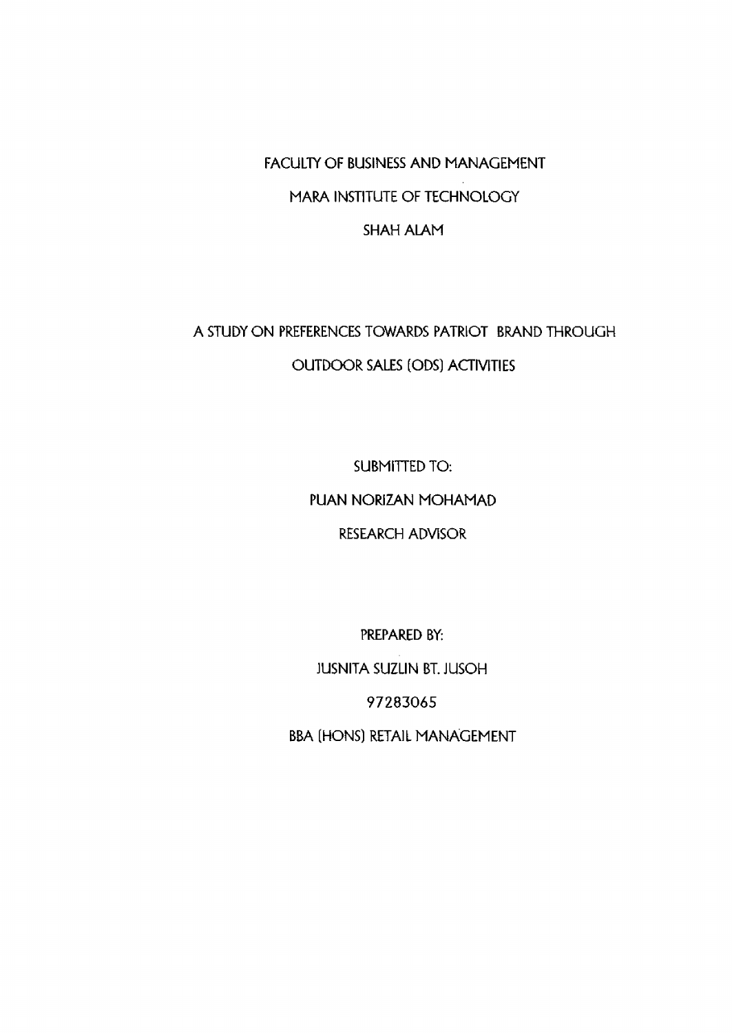FACULTY OF BUSINESS AND MANAGEMENT

MARA INSTITUTE OF TECHNOLOGY

SHAH ALAM

# A STUDY ON PREFERENCES TOWARDS PATRIOT BRAND THROUGH OUTDOOR SALES (ODS) ACTIVITIES

SUBMITTED TO:

PUAN NORIZAN MOHAMAD

RESEARCH ADVISOR

PREPARED BY:

JUSNITA SUZLIN BT. JUSOH

97283065

BBA (HONS) RETAIL MANAGEMENT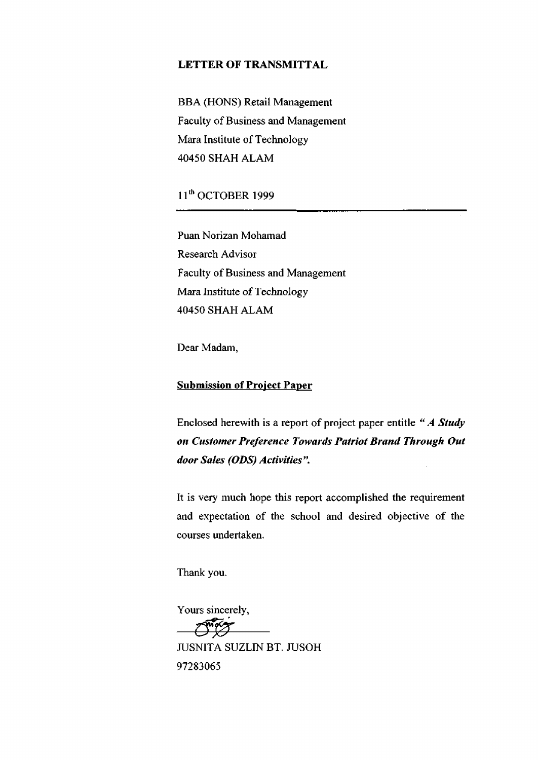## LETTER OF TRANSMITTAL

BBA (HONS) Retail Management
Faculty of Business and Management
Mara Institute of Technology
40450 SHAH ALAM

11th OCTOBER 1999

---

Puan Norizan Mohamad
Research Advisor
Faculty of Business and Management
Mara Institute of Technology
40450 SHAH ALAM

Dear Madam,

**Submission of Project Paper**

Enclosed herewith is a report of project paper entitle ***" A Study on Customer Preference Towards Patriot Brand Through Out door Sales (ODS) Activities".***

It is very much hope this report accomplished the requirement and expectation of the school and desired objective of the courses undertaken.

Thank you.

Yours sincerely,

JUSNITA SUZLIN BT. JUSOH
97283065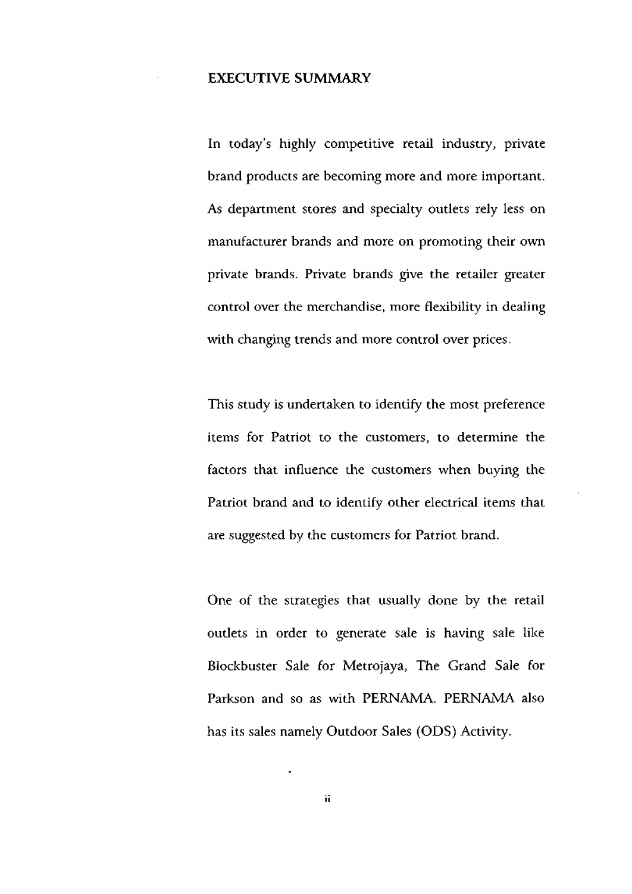# EXECUTIVE SUMMARY

In today's highly competitive retail industry, private brand products are becoming more and more important. As department stores and specialty outlets rely less on manufacturer brands and more on promoting their own private brands. Private brands give the retailer greater control over the merchandise, more flexibility in dealing with changing trends and more control over prices.

This study is undertaken to identify the most preference items for Patriot to the customers, to determine the factors that influence the customers when buying the Patriot brand and to identify other electrical items that are suggested by the customers for Patriot brand.

One of the strategies that usually done by the retail outlets in order to generate sale is having sale like Blockbuster Sale for Metrojaya, The Grand Sale for Parkson and so as with PERNAMA. PERNAMA also has its sales namely Outdoor Sales (ODS) Activity.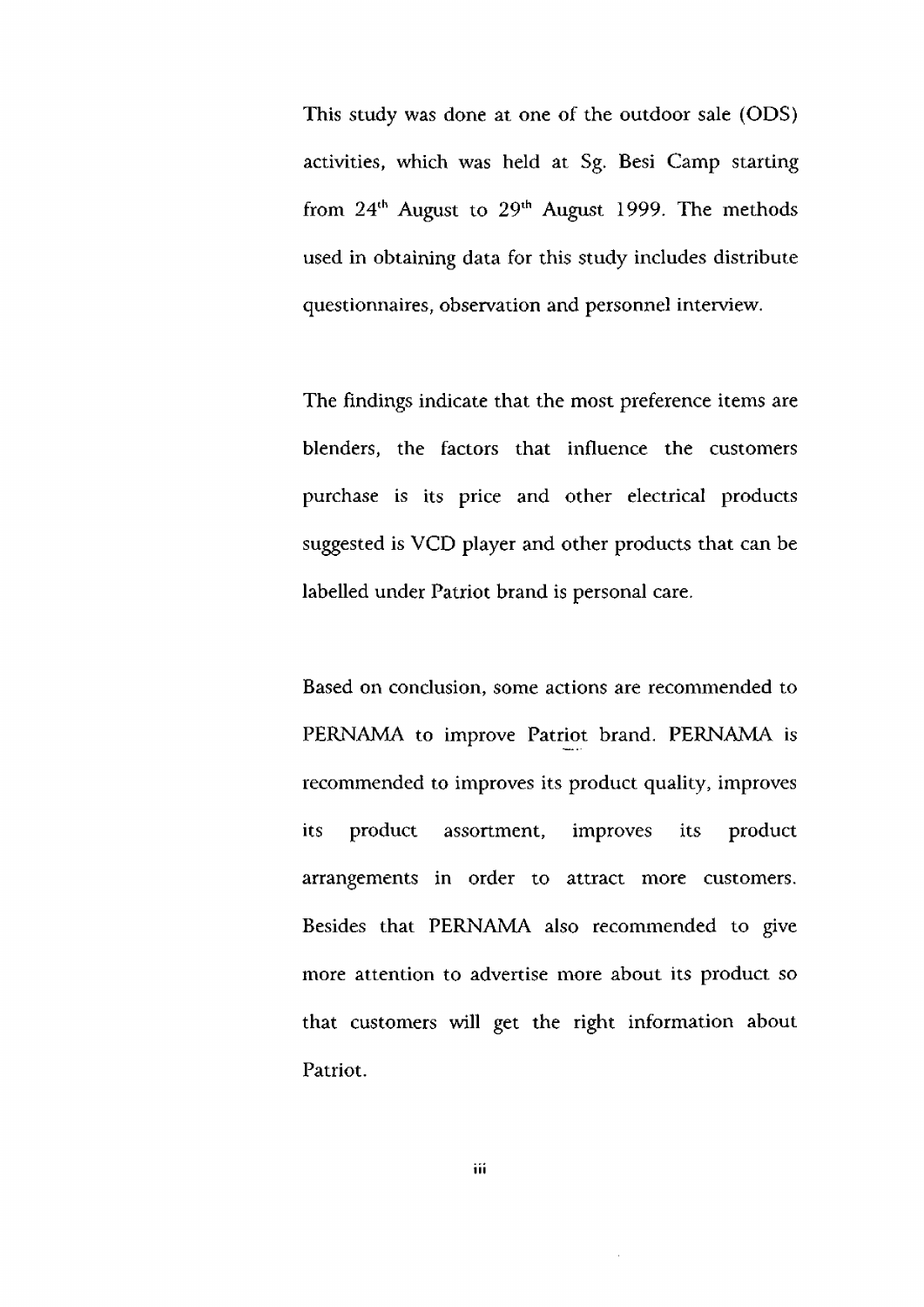This study was done at one of the outdoor sale (ODS) activities, which was held at Sg. Besi Camp starting from 24th August to 29th August 1999. The methods used in obtaining data for this study includes distribute questionnaires, observation and personnel interview.

The findings indicate that the most preference items are blenders, the factors that influence the customers purchase is its price and other electrical products suggested is VCD player and other products that can be labelled under Patriot brand is personal care.

Based on conclusion, some actions are recommended to PERNAMA to improve Patriot brand. PERNAMA is recommended to improves its product quality, improves its product assortment, improves its product arrangements in order to attract more customers. Besides that PERNAMA also recommended to give more attention to advertise more about its product so that customers will get the right information about Patriot.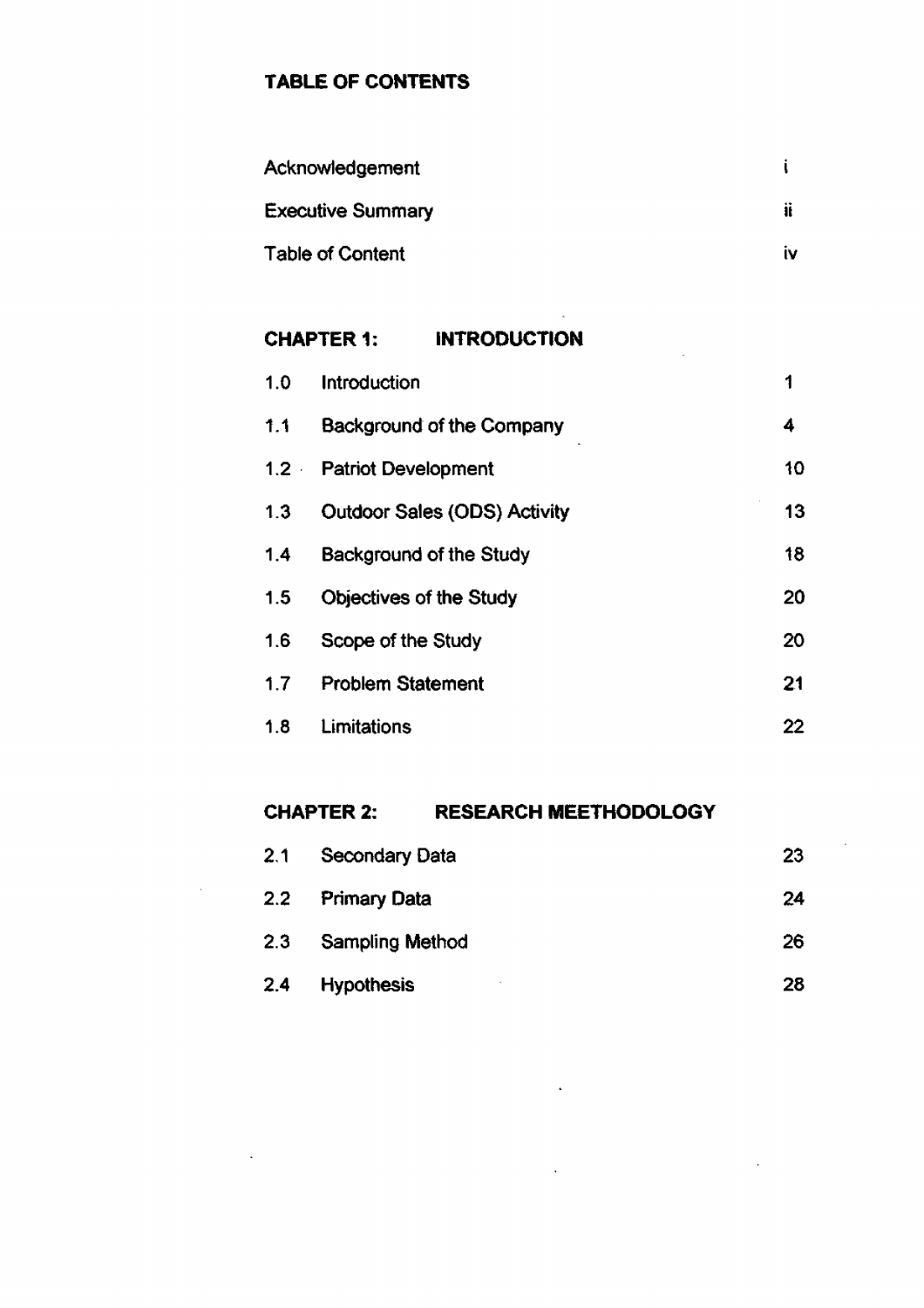# TABLE OF CONTENTS

| | | |
|---|---|---|
| Acknowledgement | | i |
| Executive Summary | | ii |
| Table of Content | | iv |

## CHAPTER 1: INTRODUCTION

| | | |
|---|---|---|
| 1.0 | Introduction | 1 |
| 1.1 | Background of the Company | 4 |
| 1.2 | Patriot Development | 10 |
| 1.3 | Outdoor Sales (ODS) Activity | 13 |
| 1.4 | Background of the Study | 18 |
| 1.5 | Objectives of the Study | 20 |
| 1.6 | Scope of the Study | 20 |
| 1.7 | Problem Statement | 21 |
| 1.8 | Limitations | 22 |

## CHAPTER 2: RESEARCH MEETHODOLOGY

| | | |
|---|---|---|
| 2.1 | Secondary Data | 23 |
| 2.2 | Primary Data | 24 |
| 2.3 | Sampling Method | 26 |
| 2.4 | Hypothesis | 28 |